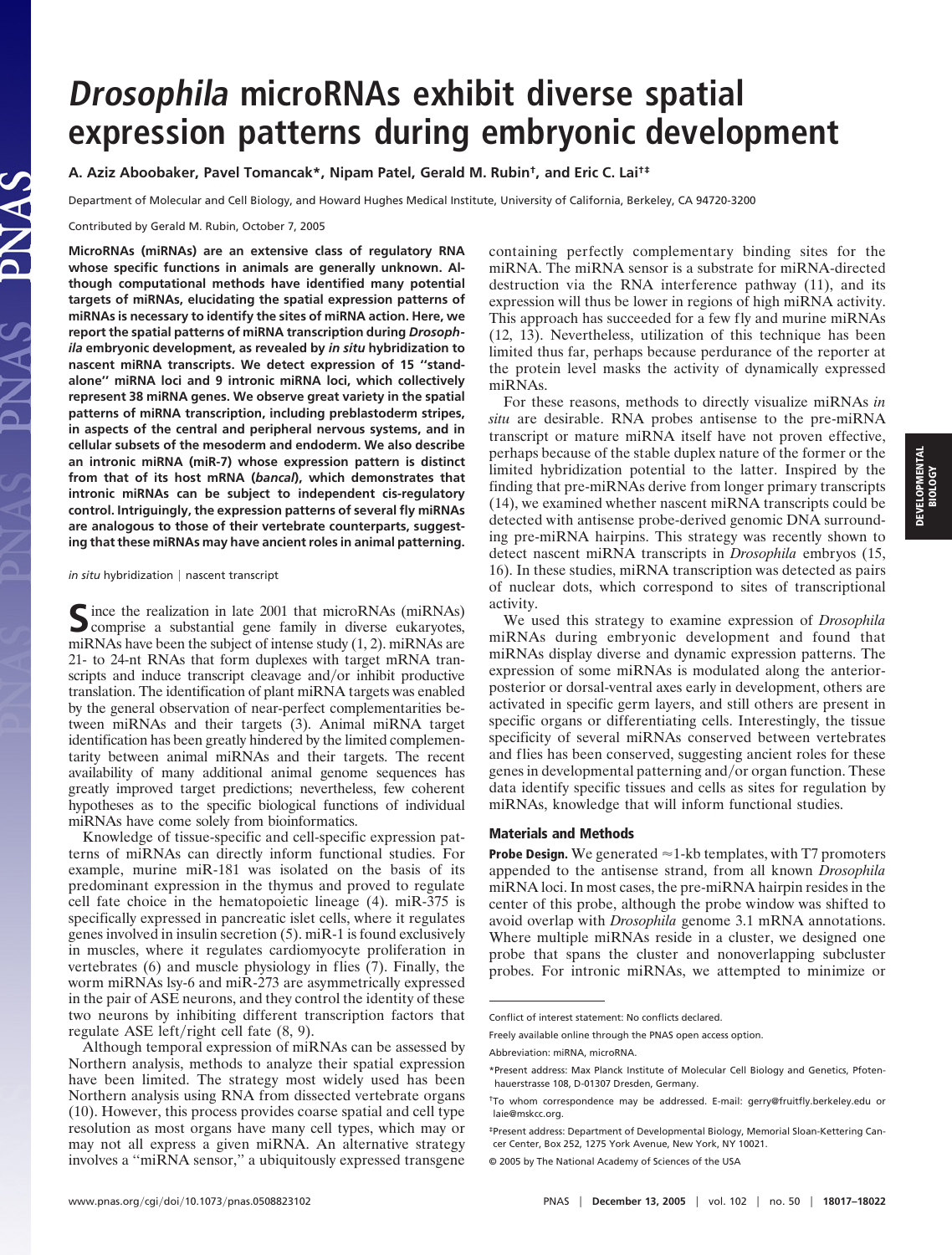# *Drosophila* microRNAs exhibit diverse spatial expression patterns during embryonic development

**A. Aziz Aboobaker, Pavel Tomancak\*, Nipam Patel, Gerald M. Rubin†, and Eric C. Lai†‡**

Department of Molecular and Cell Biology, and Howard Hughes Medical Institute, University of California, Berkeley, CA 94720-3200

Contributed by Gerald M. Rubin, October 7, 2005

**MicroRNAs (miRNAs) are an extensive class of regulatory RNA whose specific functions in animals are generally unknown. Although computational methods have identified many potential targets of miRNAs, elucidating the spatial expression patterns of miRNAs is necessary to identify the sites of miRNA action. Here, we report the spatial patterns of miRNA transcription during *Drosophila* embryonic development, as revealed by *in situ* hybridization to nascent miRNA transcripts. We detect expression of 15 "standalone" miRNA loci and 9 intronic miRNA loci, which collectively represent 38 miRNA genes. We observe great variety in the spatial patterns of miRNA transcription, including preblastoderm stripes, in aspects of the central and peripheral nervous systems, and in cellular subsets of the mesoderm and endoderm. We also describe an intronic miRNA (miR-7) whose expression pattern is distinct from that of its host mRNA (*bancal*), which demonstrates that intronic miRNAs can be subject to independent cis-regulatory control. Intriguingly, the expression patterns of several fly miRNAs are analogous to those of their vertebrate counterparts, suggesting that these miRNAs may have ancient roles in animal patterning.**

*in situ* hybridization | nascent transcript

Since the realization in late 2001 that microRNAs (miRNAs) comprise a substantial gene family in diverse eukaryotes, miRNAs have been the subject of intense study (1, 2). miRNAs are 21- to 24-nt RNAs that form duplexes with target mRNA transcripts and induce transcript cleavage and/or inhibit productive translation. The identification of plant miRNA targets was enabled by the general observation of near-perfect complementarities between miRNAs and their targets (3). Animal miRNA target identification has been greatly hindered by the limited complementarity between animal miRNAs and their targets. The recent availability of many additional animal genome sequences has greatly improved target predictions; nevertheless, few coherent hypotheses as to the specific biological functions of individual miRNAs have come solely from bioinformatics.

Knowledge of tissue-specific and cell-specific expression patterns of miRNAs can directly inform functional studies. For example, murine miR-181 was isolated on the basis of its predominant expression in the thymus and proved to regulate cell fate choice in the hematopoietic lineage (4). miR-375 is specifically expressed in pancreatic islet cells, where it regulates genes involved in insulin secretion (5). miR-1 is found exclusively in muscles, where it regulates cardiomyocyte proliferation in vertebrates (6) and muscle physiology in flies (7). Finally, the worm miRNAs lsy-6 and miR-273 are asymmetrically expressed in the pair of ASE neurons, and they control the identity of these two neurons by inhibiting different transcription factors that regulate ASE left/right cell fate (8, 9).

Although temporal expression of miRNAs can be assessed by Northern analysis, methods to analyze their spatial expression have been limited. The strategy most widely used has been Northern analysis using RNA from dissected vertebrate organs (10). However, this process provides coarse spatial and cell type resolution as most organs have many cell types, which may or may not all express a given miRNA. An alternative strategy involves a "miRNA sensor," a ubiquitously expressed transgene containing perfectly complementary binding sites for the miRNA. The miRNA sensor is a substrate for miRNA-directed destruction via the RNA interference pathway (11), and its expression will thus be lower in regions of high miRNA activity. This approach has succeeded for a few fly and murine miRNAs (12, 13). Nevertheless, utilization of this technique has been limited thus far, perhaps because perdurance of the reporter at the protein level masks the activity of dynamically expressed miRNAs.

For these reasons, methods to directly visualize miRNAs *in situ* are desirable. RNA probes antisense to the pre-miRNA transcript or mature miRNA itself have not proven effective, perhaps because of the stable duplex nature of the former or the limited hybridization potential to the latter. Inspired by the finding that pre-miRNAs derive from longer primary transcripts (14), we examined whether nascent miRNA transcripts could be detected with antisense probe-derived genomic DNA surrounding pre-miRNA hairpins. This strategy was recently shown to detect nascent miRNA transcripts in *Drosophila* embryos (15, 16). In these studies, miRNA transcription was detected as pairs of nuclear dots, which correspond to sites of transcriptional activity.

We used this strategy to examine expression of *Drosophila* miRNAs during embryonic development and found that miRNAs display diverse and dynamic expression patterns. The expression of some miRNAs is modulated along the anterior-posterior or dorsal-ventral axes early in development, others are activated in specific germ layers, and still others are present in specific organs or differentiating cells. Interestingly, the tissue specificity of several miRNAs conserved between vertebrates and flies has been conserved, suggesting ancient roles for these genes in developmental patterning and/or organ function. These data identify specific tissues and cells as sites for regulation by miRNAs, knowledge that will inform functional studies.

## Materials and Methods

**Probe Design.** We generated ≈1-kb templates, with T7 promoters appended to the antisense strand, from all known *Drosophila* miRNA loci. In most cases, the pre-miRNA hairpin resides in the center of this probe, although the probe window was shifted to avoid overlap with *Drosophila* genome 3.1 mRNA annotations. Where multiple miRNAs reside in a cluster, we designed one probe that spans the cluster and nonoverlapping subcluster probes. For intronic miRNAs, we attempted to minimize or

---

Conflict of interest statement: No conflicts declared.

Freely available online through the PNAS open access option.

Abbreviation: miRNA, microRNA.

\*Present address: Max Planck Institute of Molecular Cell Biology and Genetics, Pfotenhauerstrasse 108, D-01307 Dresden, Germany.

†To whom correspondence may be addressed. E-mail: gerry@fruitfly.berkeley.edu or laie@mskcc.org.

‡Present address: Department of Developmental Biology, Memorial Sloan-Kettering Cancer Center, Box 252, 1275 York Avenue, New York, NY 10021.

© 2005 by The National Academy of Sciences of the USA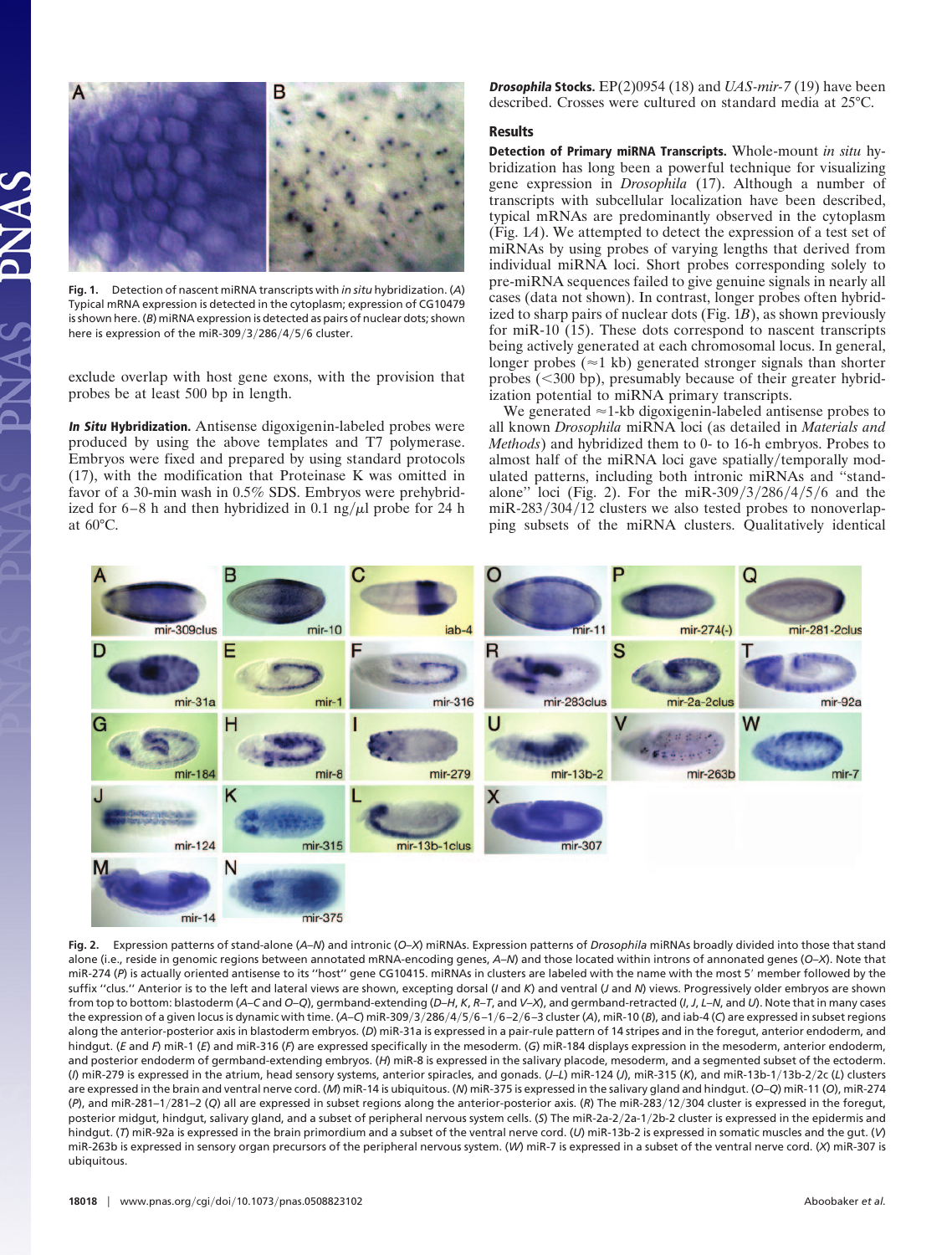Fig. 1. Detection of nascent miRNA transcripts with *in situ* hybridization. (*A*) Typical mRNA expression is detected in the cytoplasm; expression of CG10479 is shown here. (*B*) miRNA expression is detected as pairs of nuclear dots; shown here is expression of the miR-309/3/286/4/5/6 cluster.

exclude overlap with host gene exons, with the provision that probes be at least 500 bp in length.

***In Situ* Hybridization.** Antisense digoxigenin-labeled probes were produced by using the above templates and T7 polymerase. Embryos were fixed and prepared by using standard protocols (17), with the modification that Proteinase K was omitted in favor of a 30-min wash in 0.5% SDS. Embryos were prehybridized for 6–8 h and then hybridized in 0.1 ng/μl probe for 24 h at 60°C.

***Drosophila* Stocks.** EP(2)0954 (18) and *UAS-mir-7* (19) have been described. Crosses were cultured on standard media at 25°C.

## Results

**Detection of Primary miRNA Transcripts.** Whole-mount *in situ* hybridization has long been a powerful technique for visualizing gene expression in *Drosophila* (17). Although a number of transcripts with subcellular localization have been described, typical mRNAs are predominantly observed in the cytoplasm (Fig. 1*A*). We attempted to detect the expression of a test set of miRNAs by using probes of varying lengths that derived from individual miRNA loci. Short probes corresponding solely to pre-miRNA sequences failed to give genuine signals in nearly all cases (data not shown). In contrast, longer probes often hybridized to sharp pairs of nuclear dots (Fig. 1*B*), as shown previously for miR-10 (15). These dots correspond to nascent transcripts being actively generated at each chromosomal locus. In general, longer probes (≈1 kb) generated stronger signals than shorter probes (<300 bp), presumably because of their greater hybridization potential to miRNA primary transcripts.

We generated ≈1-kb digoxigenin-labeled antisense probes to all known *Drosophila* miRNA loci (as detailed in *Materials and Methods*) and hybridized them to 0- to 16-h embryos. Probes to almost half of the miRNA loci gave spatially/temporally modulated patterns, including both intronic miRNAs and "stand-alone" loci (Fig. 2). For the miR-309/3/286/4/5/6 and the miR-283/304/12 clusters we also tested probes to nonoverlapping subsets of the miRNA clusters. Qualitatively identical

Fig. 2. Expression patterns of stand-alone (*A*–*N*) and intronic (*O*–*X*) miRNAs. Expression patterns of *Drosophila* miRNAs broadly divided into those that stand alone (i.e., reside in genomic regions between annotated mRNA-encoding genes, *A*–*N*) and those located within introns of annotated genes (*O*–*X*). Note that miR-274 (*P*) is actually oriented antisense to its "host" gene CG10415. miRNAs in clusters are labeled with the name with the most 5′ member followed by the suffix "clus." Anterior is to the left and lateral views are shown, excepting dorsal (*I* and *K*) and ventral (*J* and *N*) views. Progressively older embryos are shown from top to bottom: blastoderm (*A*–*C* and *O*–*Q*), germband-extending (*D*–*H*, *K*, *R*–*T*, and *V*–*X*), and germband-retracted (*I*, *J*, *L*–*N*, and *U*). Note that in many cases the expression of a given locus is dynamic with time. (*A*–*C*) miR-309/3/286/4/5/6–1/6–2/6–3 cluster (*A*), miR-10 (*B*), and iab-4 (*C*) are expressed in subset regions along the anterior-posterior axis in blastoderm embryos. (*D*) miR-31a is expressed in a pair-rule pattern of 14 stripes and in the foregut, anterior endoderm, and hindgut. (*E* and *F*) miR-1 (*E*) and miR-316 (*F*) are expressed specifically in the mesoderm. (*G*) miR-184 displays expression in the mesoderm, anterior endoderm, and posterior endoderm of germband-extending embryos. (*H*) miR-8 is expressed in the salivary placode, mesoderm, and a segmented subset of the ectoderm. (*I*) miR-279 is expressed in the atrium, head sensory systems, anterior spiracles, and gonads. (*J*–*L*) miR-124 (*J*), miR-315 (*K*), and miR-13b-1/13b-2/2c (*L*) clusters are expressed in the brain and ventral nerve cord. (*M*) miR-14 is ubiquitous. (*N*) miR-375 is expressed in the salivary gland and hindgut. (*O*–*Q*) miR-11 (*O*), miR-274 (*P*), and miR-281–1/281–2 (*Q*) all are expressed in subset regions along the anterior-posterior axis. (*R*) The miR-283/12/304 cluster is expressed in the foregut, posterior midgut, hindgut, salivary gland, and a subset of peripheral nervous system cells. (*S*) The miR-2a-2/2a-1/2b-2 cluster is expressed in the epidermis and hindgut. (*T*) miR-92a is expressed in the brain primordium and a subset of the ventral nerve cord. (*U*) miR-13b-2 is expressed in somatic muscles and the gut. (*V*) miR-263b is expressed in sensory organ precursors of the peripheral nervous system. (*W*) miR-7 is expressed in a subset of the ventral nerve cord. (*X*) miR-307 is ubiquitous.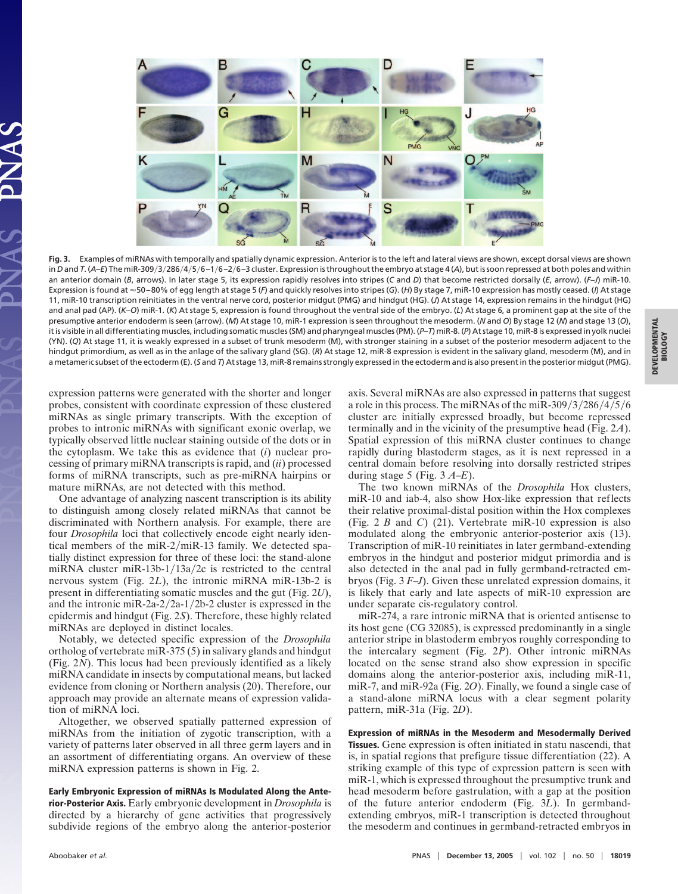**Fig. 3.** Examples of miRNAs with temporally and spatially dynamic expression. Anterior is to the left and lateral views are shown, except dorsal views are shown in *D* and *T*. (*A*–*E*) The miR-309/3/286/4/5/6–1/6–2/6–3 cluster. Expression is throughout the embryo at stage 4 (*A*), but is soon repressed at both poles and within an anterior domain (*B*, arrows). In later stage 5, its expression rapidly resolves into stripes (*C* and *D*) that become restricted dorsally (*E*, arrow). (*F*–*J*) miR-10. Expression is found at ≈50–80% of egg length at stage 5 (*F*) and quickly resolves into stripes (*G*). (*H*) By stage 7, miR-10 expression has mostly ceased. (*I*) At stage 11, miR-10 transcription reinitiates in the ventral nerve cord, posterior midgut (PMG) and hindgut (HG). (*J*) At stage 14, expression remains in the hindgut (HG) and anal pad (AP). (*K*–*O*) miR-1. (*K*) At stage 5, expression is found throughout the ventral side of the embryo. (*L*) At stage 6, a prominent gap at the site of the presumptive anterior endoderm is seen (arrow). (*M*) At stage 10, miR-1 expression is seen throughout the mesoderm. (*N* and *O*) By stage 12 (*N*) and stage 13 (*O*), it is visible in all differentiating muscles, including somatic muscles (SM) and pharyngeal muscles (PM). (*P*–*T*) miR-8. (*P*) At stage 10, miR-8 is expressed in yolk nuclei (YN). (*Q*) At stage 11, it is weakly expressed in a subset of trunk mesoderm (M), with stronger staining in a subset of the posterior mesoderm adjacent to the hindgut primordium, as well as in the anlage of the salivary gland (SG). (*R*) At stage 12, miR-8 expression is evident in the salivary gland, mesoderm (M), and in a metameric subset of the ectoderm (E). (*S* and *T*) At stage 13, miR-8 remains strongly expressed in the ectoderm and is also present in the posterior midgut (PMG).

expression patterns were generated with the shorter and longer probes, consistent with coordinate expression of these clustered miRNAs as single primary transcripts. With the exception of probes to intronic miRNAs with significant exonic overlap, we typically observed little nuclear staining outside of the dots or in the cytoplasm. We take this as evidence that (*i*) nuclear processing of primary miRNA transcripts is rapid, and (*ii*) processed forms of miRNA transcripts, such as pre-miRNA hairpins or mature miRNAs, are not detected with this method.

One advantage of analyzing nascent transcription is its ability to distinguish among closely related miRNAs that cannot be discriminated with Northern analysis. For example, there are four *Drosophila* loci that collectively encode eight nearly identical members of the miR-2/miR-13 family. We detected spatially distinct expression for three of these loci: the stand-alone miRNA cluster miR-13b-1/13a/2c is restricted to the central nervous system (Fig. 2*L*), the intronic miRNA miR-13b-2 is present in differentiating somatic muscles and the gut (Fig. 2*U*), and the intronic miR-2a-2/2a-1/2b-2 cluster is expressed in the epidermis and hindgut (Fig. 2*S*). Therefore, these highly related miRNAs are deployed in distinct locales.

Notably, we detected specific expression of the *Drosophila* ortholog of vertebrate miR-375 (5) in salivary glands and hindgut (Fig. 2*N*). This locus had been previously identified as a likely miRNA candidate in insects by computational means, but lacked evidence from cloning or Northern analysis (20). Therefore, our approach may provide an alternate means of expression validation of miRNA loci.

Altogether, we observed spatially patterned expression of miRNAs from the initiation of zygotic transcription, with a variety of patterns later observed in all three germ layers and in an assortment of differentiating organs. An overview of these miRNA expression patterns is shown in Fig. 2.

**Early Embryonic Expression of miRNAs Is Modulated Along the Anterior-Posterior Axis.** Early embryonic development in *Drosophila* is directed by a hierarchy of gene activities that progressively subdivide regions of the embryo along the anterior-posterior axis. Several miRNAs are also expressed in patterns that suggest a role in this process. The miRNAs of the miR-309/3/286/4/5/6 cluster are initially expressed broadly, but become repressed terminally and in the vicinity of the presumptive head (Fig. 2*A*). Spatial expression of this miRNA cluster continues to change rapidly during blastoderm stages, as it is next repressed in a central domain before resolving into dorsally restricted stripes during stage 5 (Fig. 3 *A*–*E*).

The two known miRNAs of the *Drosophila* Hox clusters, miR-10 and iab-4, also show Hox-like expression that reflects their relative proximal-distal position within the Hox complexes (Fig. 2 *B* and *C*) (21). Vertebrate miR-10 expression is also modulated along the embryonic anterior-posterior axis (13). Transcription of miR-10 reinitiates in later germband-extending embryos in the hindgut and posterior midgut primordia and is also detected in the anal pad in fully germband-retracted embryos (Fig. 3 *F*–*J*). Given these unrelated expression domains, it is likely that early and late aspects of miR-10 expression are under separate cis-regulatory control.

miR-274, a rare intronic miRNA that is oriented antisense to its host gene (CG 32085), is expressed predominantly in a single anterior stripe in blastoderm embryos roughly corresponding to the intercalary segment (Fig. 2*P*). Other intronic miRNAs located on the sense strand also show expression in specific domains along the anterior-posterior axis, including miR-11, miR-7, and miR-92a (Fig. 2*O*). Finally, we found a single case of a stand-alone miRNA locus with a clear segment polarity pattern, miR-31a (Fig. 2*D*).

**Expression of miRNAs in the Mesoderm and Mesodermally Derived Tissues.** Gene expression is often initiated in statu nascendi, that is, in spatial regions that prefigure tissue differentiation (22). A striking example of this type of expression pattern is seen with miR-1, which is expressed throughout the presumptive trunk and head mesoderm before gastrulation, with a gap at the position of the future anterior endoderm (Fig. 3*L*). In germband-extending embryos, miR-1 transcription is detected throughout the mesoderm and continues in germband-retracted embryos in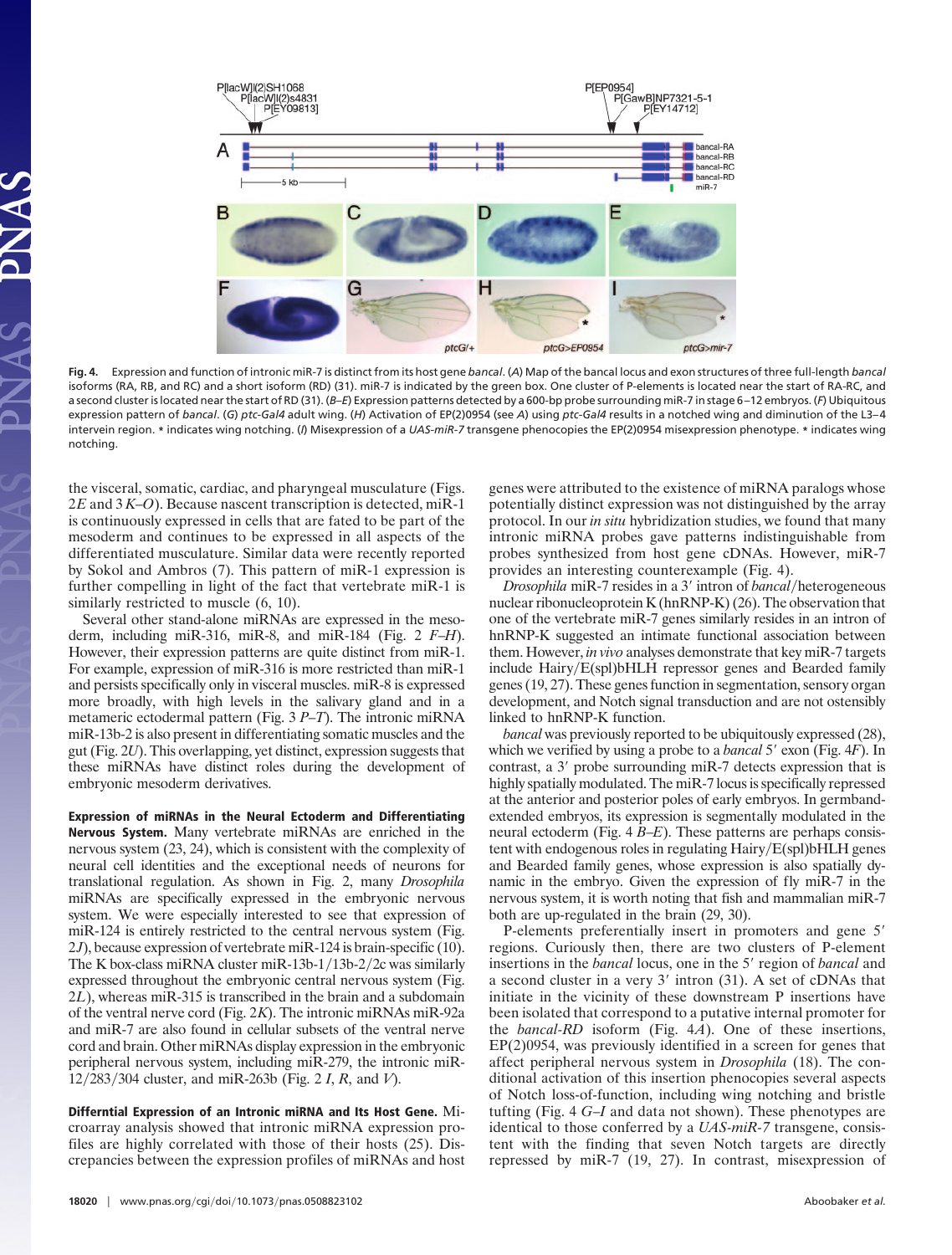**Fig. 4.** Expression and function of intronic miR-7 is distinct from its host gene *bancal*. (*A*) Map of the bancal locus and exon structures of three full-length *bancal* isoforms (RA, RB, and RC) and a short isoform (RD) (31). miR-7 is indicated by the green box. One cluster of P-elements is located near the start of RA-RC, and a second cluster is located near the start of RD (31). (*B–E*) Expression patterns detected by a 600-bp probe surrounding miR-7 in stage 6–12 embryos. (*F*) Ubiquitous expression pattern of *bancal*. (*G*) *ptc-Gal4* adult wing. (*H*) Activation of EP(2)0954 (see *A*) using *ptc-Gal4* results in a notched wing and diminution of the L3–4 intervein region. * indicates wing notching. (*I*) Misexpression of a *UAS-miR-7* transgene phenocopies the EP(2)0954 misexpression phenotype. * indicates wing notching.

the visceral, somatic, cardiac, and pharyngeal musculature (Figs. 2*E* and 3 *K–O*). Because nascent transcription is detected, miR-1 is continuously expressed in cells that are fated to be part of the mesoderm and continues to be expressed in all aspects of the differentiated musculature. Similar data were recently reported by Sokol and Ambros (7). This pattern of miR-1 expression is further compelling in light of the fact that vertebrate miR-1 is similarly restricted to muscle (6, 10).

Several other stand-alone miRNAs are expressed in the mesoderm, including miR-316, miR-8, and miR-184 (Fig. 2 *F–H*). However, their expression patterns are quite distinct from miR-1. For example, expression of miR-316 is more restricted than miR-1 and persists specifically only in visceral muscles. miR-8 is expressed more broadly, with high levels in the salivary gland and in a metameric ectodermal pattern (Fig. 3 *P–T*). The intronic miRNA miR-13b-2 is also present in differentiating somatic muscles and the gut (Fig. 2*U*). This overlapping, yet distinct, expression suggests that these miRNAs have distinct roles during the development of embryonic mesoderm derivatives.

**Expression of miRNAs in the Neural Ectoderm and Differentiating Nervous System.** Many vertebrate miRNAs are enriched in the nervous system (23, 24), which is consistent with the complexity of neural cell identities and the exceptional needs of neurons for translational regulation. As shown in Fig. 2, many *Drosophila* miRNAs are specifically expressed in the embryonic nervous system. We were especially interested to see that expression of miR-124 is entirely restricted to the central nervous system (Fig. 2*J*), because expression of vertebrate miR-124 is brain-specific (10). The K box-class miRNA cluster miR-13b-1/13b-2/2c was similarly expressed throughout the embryonic central nervous system (Fig. 2*L*), whereas miR-315 is transcribed in the brain and a subdomain of the ventral nerve cord (Fig. 2*K*). The intronic miRNAs miR-92a and miR-7 are also found in cellular subsets of the ventral nerve cord and brain. Other miRNAs display expression in the embryonic peripheral nervous system, including miR-279, the intronic miR-12/283/304 cluster, and miR-263b (Fig. 2 *I*, *R*, and *V*).

**Differntial Expression of an Intronic miRNA and Its Host Gene.** Microarray analysis showed that intronic miRNA expression profiles are highly correlated with those of their hosts (25). Discrepancies between the expression profiles of miRNAs and host genes were attributed to the existence of miRNA paralogs whose potentially distinct expression was not distinguished by the array protocol. In our *in situ* hybridization studies, we found that many intronic miRNA probes gave patterns indistinguishable from probes synthesized from host gene cDNAs. However, miR-7 provides an interesting counterexample (Fig. 4).

*Drosophila* miR-7 resides in a 3′ intron of *bancal*/heterogeneous nuclear ribonucleoprotein K (hnRNP-K) (26). The observation that one of the vertebrate miR-7 genes similarly resides in an intron of hnRNP-K suggested an intimate functional association between them. However, *in vivo* analyses demonstrate that key miR-7 targets include Hairy/E(spl)bHLH repressor genes and Bearded family genes (19, 27). These genes function in segmentation, sensory organ development, and Notch signal transduction and are not ostensibly linked to hnRNP-K function.

*bancal* was previously reported to be ubiquitously expressed (28), which we verified by using a probe to a *bancal* 5′ exon (Fig. 4*F*). In contrast, a 3′ probe surrounding miR-7 detects expression that is highly spatially modulated. The miR-7 locus is specifically repressed at the anterior and posterior poles of early embryos. In germband-extended embryos, its expression is segmentally modulated in the neural ectoderm (Fig. 4 *B–E*). These patterns are perhaps consistent with endogenous roles in regulating Hairy/E(spl)bHLH genes and Bearded family genes, whose expression is also spatially dynamic in the embryo. Given the expression of fly miR-7 in the nervous system, it is worth noting that fish and mammalian miR-7 both are up-regulated in the brain (29, 30).

P-elements preferentially insert in promoters and gene 5′ regions. Curiously then, there are two clusters of P-element insertions in the *bancal* locus, one in the 5′ region of *bancal* and a second cluster in a very 3′ intron (31). A set of cDNAs that initiate in the vicinity of these downstream P insertions have been isolated that correspond to a putative internal promoter for the *bancal-RD* isoform (Fig. 4*A*). One of these insertions, EP(2)0954, was previously identified in a screen for genes that affect peripheral nervous system in *Drosophila* (18). The conditional activation of this insertion phenocopies several aspects of Notch loss-of-function, including wing notching and bristle tufting (Fig. 4 *G–I* and data not shown). These phenotypes are identical to those conferred by a *UAS-miR-7* transgene, consistent with the finding that seven Notch targets are directly repressed by miR-7 (19, 27). In contrast, misexpression of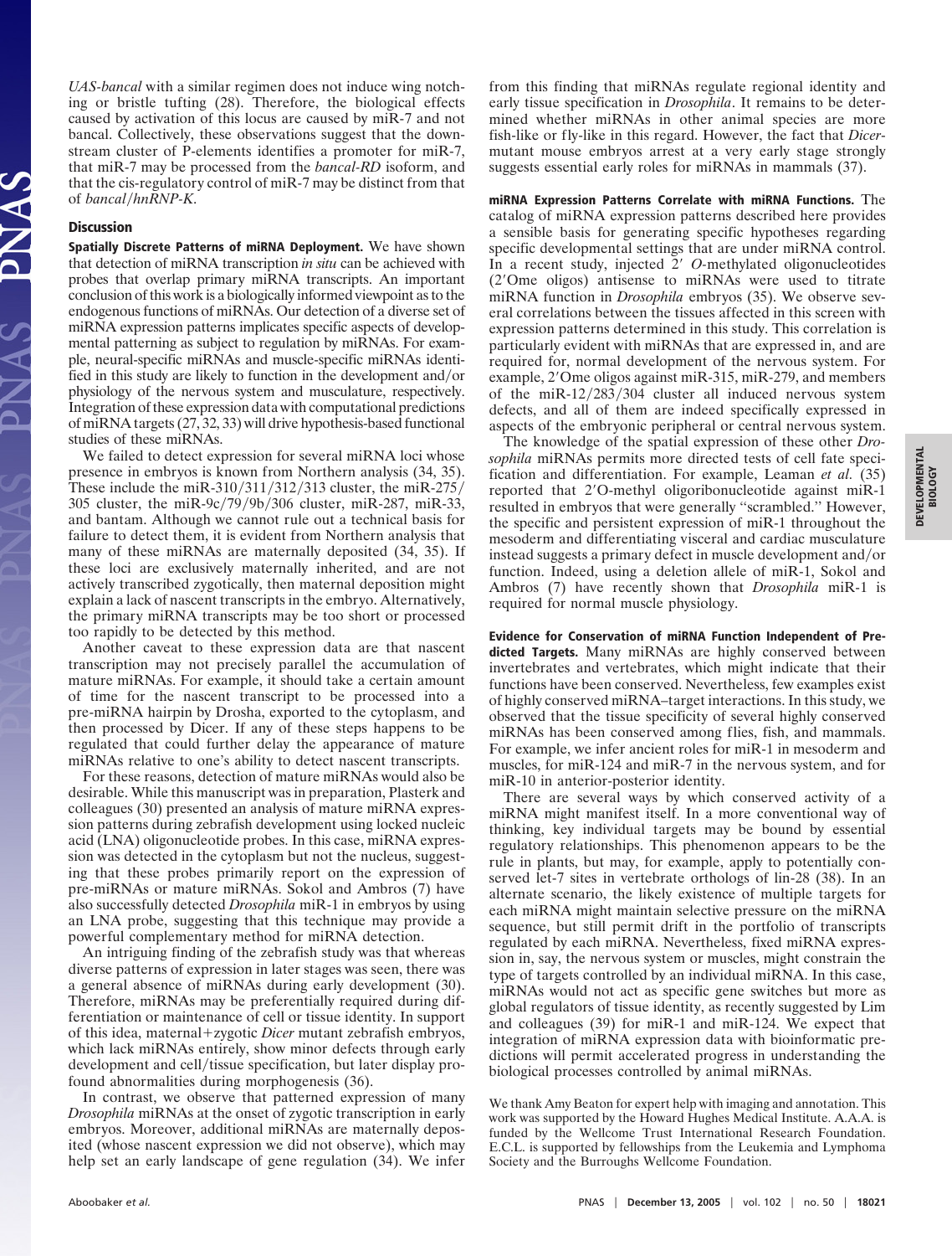*UAS-bancal* with a similar regimen does not induce wing notching or bristle tufting (28). Therefore, the biological effects caused by activation of this locus are caused by miR-7 and not bancal. Collectively, these observations suggest that the downstream cluster of P-elements identifies a promoter for miR-7, that miR-7 may be processed from the *bancal-RD* isoform, and that the cis-regulatory control of miR-7 may be distinct from that of *bancal/hnRNP-K*.

## Discussion

**Spatially Discrete Patterns of miRNA Deployment.** We have shown that detection of miRNA transcription *in situ* can be achieved with probes that overlap primary miRNA transcripts. An important conclusion of this work is a biologically informed viewpoint as to the endogenous functions of miRNAs. Our detection of a diverse set of miRNA expression patterns implicates specific aspects of developmental patterning as subject to regulation by miRNAs. For example, neural-specific miRNAs and muscle-specific miRNAs identified in this study are likely to function in the development and/or physiology of the nervous system and musculature, respectively. Integration of these expression data with computational predictions of miRNA targets (27, 32, 33) will drive hypothesis-based functional studies of these miRNAs.

We failed to detect expression for several miRNA loci whose presence in embryos is known from Northern analysis (34, 35). These include the miR-310/311/312/313 cluster, the miR-275/305 cluster, the miR-9c/79/9b/306 cluster, miR-287, miR-33, and bantam. Although we cannot rule out a technical basis for failure to detect them, it is evident from Northern analysis that many of these miRNAs are maternally deposited (34, 35). If these loci are exclusively maternally inherited, and are not actively transcribed zygotically, then maternal deposition might explain a lack of nascent transcripts in the embryo. Alternatively, the primary miRNA transcripts may be too short or processed too rapidly to be detected by this method.

Another caveat to these expression data are that nascent transcription may not precisely parallel the accumulation of mature miRNAs. For example, it should take a certain amount of time for the nascent transcript to be processed into a pre-miRNA hairpin by Drosha, exported to the cytoplasm, and then processed by Dicer. If any of these steps happens to be regulated that could further delay the appearance of mature miRNAs relative to one's ability to detect nascent transcripts.

For these reasons, detection of mature miRNAs would also be desirable. While this manuscript was in preparation, Plasterk and colleagues (30) presented an analysis of mature miRNA expression patterns during zebrafish development using locked nucleic acid (LNA) oligonucleotide probes. In this case, miRNA expression was detected in the cytoplasm but not the nucleus, suggesting that these probes primarily report on the expression of pre-miRNAs or mature miRNAs. Sokol and Ambros (7) have also successfully detected *Drosophila* miR-1 in embryos by using an LNA probe, suggesting that this technique may provide a powerful complementary method for miRNA detection.

An intriguing finding of the zebrafish study was that whereas diverse patterns of expression in later stages was seen, there was a general absence of miRNAs during early development (30). Therefore, miRNAs may be preferentially required during differentiation or maintenance of cell or tissue identity. In support of this idea, maternal+zygotic *Dicer* mutant zebrafish embryos, which lack miRNAs entirely, show minor defects through early development and cell/tissue specification, but later display profound abnormalities during morphogenesis (36).

In contrast, we observe that patterned expression of many *Drosophila* miRNAs at the onset of zygotic transcription in early embryos. Moreover, additional miRNAs are maternally deposited (whose nascent expression we did not observe), which may help set an early landscape of gene regulation (34). We infer from this finding that miRNAs regulate regional identity and early tissue specification in *Drosophila*. It remains to be determined whether miRNAs in other animal species are more fish-like or fly-like in this regard. However, the fact that *Dicer*-mutant mouse embryos arrest at a very early stage strongly suggests essential early roles for miRNAs in mammals (37).

**miRNA Expression Patterns Correlate with miRNA Functions.** The catalog of miRNA expression patterns described here provides a sensible basis for generating specific hypotheses regarding specific developmental settings that are under miRNA control. In a recent study, injected 2′ *O*-methylated oligonucleotides (2′Ome oligos) antisense to miRNAs were used to titrate miRNA function in *Drosophila* embryos (35). We observe several correlations between the tissues affected in this screen with expression patterns determined in this study. This correlation is particularly evident with miRNAs that are expressed in, and are required for, normal development of the nervous system. For example, 2′Ome oligos against miR-315, miR-279, and members of the miR-12/283/304 cluster all induced nervous system defects, and all of them are indeed specifically expressed in aspects of the embryonic peripheral or central nervous system.

The knowledge of the spatial expression of these other *Drosophila* miRNAs permits more directed tests of cell fate specification and differentiation. For example, Leaman *et al.* (35) reported that 2′O-methyl oligoribonucleotide against miR-1 resulted in embryos that were generally "scrambled." However, the specific and persistent expression of miR-1 throughout the mesoderm and differentiating visceral and cardiac musculature instead suggests a primary defect in muscle development and/or function. Indeed, using a deletion allele of miR-1, Sokol and Ambros (7) have recently shown that *Drosophila* miR-1 is required for normal muscle physiology.

**Evidence for Conservation of miRNA Function Independent of Predicted Targets.** Many miRNAs are highly conserved between invertebrates and vertebrates, which might indicate that their functions have been conserved. Nevertheless, few examples exist of highly conserved miRNA–target interactions. In this study, we observed that the tissue specificity of several highly conserved miRNAs has been conserved among flies, fish, and mammals. For example, we infer ancient roles for miR-1 in mesoderm and muscles, for miR-124 and miR-7 in the nervous system, and for miR-10 in anterior-posterior identity.

There are several ways by which conserved activity of a miRNA might manifest itself. In a more conventional way of thinking, key individual targets may be bound by essential regulatory relationships. This phenomenon appears to be the rule in plants, but may, for example, apply to potentially conserved let-7 sites in vertebrate orthologs of lin-28 (38). In an alternate scenario, the likely existence of multiple targets for each miRNA might maintain selective pressure on the miRNA sequence, but still permit drift in the portfolio of transcripts regulated by each miRNA. Nevertheless, fixed miRNA expression in, say, the nervous system or muscles, might constrain the type of targets controlled by an individual miRNA. In this case, miRNAs would not act as specific gene switches but more as global regulators of tissue identity, as recently suggested by Lim and colleagues (39) for miR-1 and miR-124. We expect that integration of miRNA expression data with bioinformatic predictions will permit accelerated progress in understanding the biological processes controlled by animal miRNAs.

We thank Amy Beaton for expert help with imaging and annotation. This work was supported by the Howard Hughes Medical Institute. A.A.A. is funded by the Wellcome Trust International Research Foundation. E.C.L. is supported by fellowships from the Leukemia and Lymphoma Society and the Burroughs Wellcome Foundation.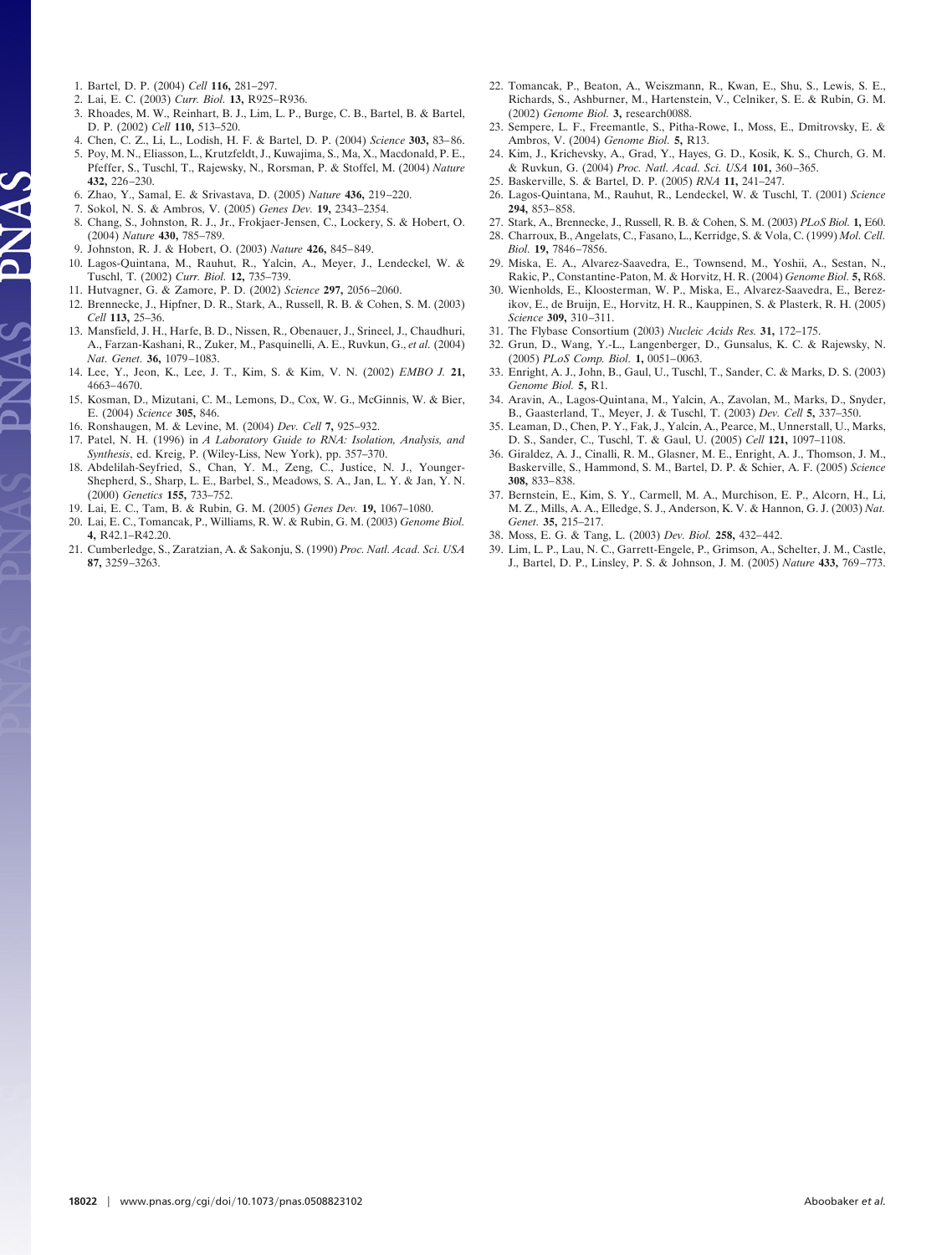1. Bartel, D. P. (2004) *Cell* **116,** 281–297.
2. Lai, E. C. (2003) *Curr. Biol.* **13,** R925–R936.
3. Rhoades, M. W., Reinhart, B. J., Lim, L. P., Burge, C. B., Bartel, B. & Bartel, D. P. (2002) *Cell* **110,** 513–520.
4. Chen, C. Z., Li, L., Lodish, H. F. & Bartel, D. P. (2004) *Science* **303,** 83–86.
5. Poy, M. N., Eliasson, L., Krutzfeldt, J., Kuwajima, S., Ma, X., Macdonald, P. E., Pfeffer, S., Tuschl, T., Rajewsky, N., Rorsman, P. & Stoffel, M. (2004) *Nature* **432,** 226–230.
6. Zhao, Y., Samal, E. & Srivastava, D. (2005) *Nature* **436,** 219–220.
7. Sokol, N. S. & Ambros, V. (2005) *Genes Dev.* **19,** 2343–2354.
8. Chang, S., Johnston, R. J., Jr., Frokjaer-Jensen, C., Lockery, S. & Hobert, O. (2004) *Nature* **430,** 785–789.
9. Johnston, R. J. & Hobert, O. (2003) *Nature* **426,** 845–849.
10. Lagos-Quintana, M., Rauhut, R., Yalcin, A., Meyer, J., Lendeckel, W. & Tuschl, T. (2002) *Curr. Biol.* **12,** 735–739.
11. Hutvagner, G. & Zamore, P. D. (2002) *Science* **297,** 2056–2060.
12. Brennecke, J., Hipfner, D. R., Stark, A., Russell, R. B. & Cohen, S. M. (2003) *Cell* **113,** 25–36.
13. Mansfield, J. H., Harfe, B. D., Nissen, R., Obenauer, J., Srineel, J., Chaudhuri, A., Farzan-Kashani, R., Zuker, M., Pasquinelli, A. E., Ruvkun, G., *et al.* (2004) *Nat. Genet.* **36,** 1079–1083.
14. Lee, Y., Jeon, K., Lee, J. T., Kim, S. & Kim, V. N. (2002) *EMBO J.* **21,** 4663–4670.
15. Kosman, D., Mizutani, C. M., Lemons, D., Cox, W. G., McGinnis, W. & Bier, E. (2004) *Science* **305,** 846.
16. Ronshaugen, M. & Levine, M. (2004) *Dev. Cell* **7,** 925–932.
17. Patel, N. H. (1996) in *A Laboratory Guide to RNA: Isolation, Analysis, and Synthesis*, ed. Kreig, P. (Wiley-Liss, New York), pp. 357–370.
18. Abdelilah-Seyfried, S., Chan, Y. M., Zeng, C., Justice, N. J., Younger-Shepherd, S., Sharp, L. E., Barbel, S., Meadows, S. A., Jan, L. Y. & Jan, Y. N. (2000) *Genetics* **155,** 733–752.
19. Lai, E. C., Tam, B. & Rubin, G. M. (2005) *Genes Dev.* **19,** 1067–1080.
20. Lai, E. C., Tomancak, P., Williams, R. W. & Rubin, G. M. (2003) *Genome Biol.* **4,** R42.1–R42.20.
21. Cumberledge, S., Zaratzian, A. & Sakonju, S. (1990) *Proc. Natl. Acad. Sci. USA* **87,** 3259–3263.
22. Tomancak, P., Beaton, A., Weiszmann, R., Kwan, E., Shu, S., Lewis, S. E., Richards, S., Ashburner, M., Hartenstein, V., Celniker, S. E. & Rubin, G. M. (2002) *Genome Biol.* **3,** research0088.
23. Sempere, L. F., Freemantle, S., Pitha-Rowe, I., Moss, E., Dmitrovsky, E. & Ambros, V. (2004) *Genome Biol.* **5,** R13.
24. Kim, J., Krichevsky, A., Grad, Y., Hayes, G. D., Kosik, K. S., Church, G. M. & Ruvkun, G. (2004) *Proc. Natl. Acad. Sci. USA* **101,** 360–365.
25. Baskerville, S. & Bartel, D. P. (2005) *RNA* **11,** 241–247.
26. Lagos-Quintana, M., Rauhut, R., Lendeckel, W. & Tuschl, T. (2001) *Science* **294,** 853–858.
27. Stark, A., Brennecke, J., Russell, R. B. & Cohen, S. M. (2003) *PLoS Biol.* **1,** E60.
28. Charroux, B., Angelats, C., Fasano, L., Kerridge, S. & Vola, C. (1999) *Mol. Cell. Biol.* **19,** 7846–7856.
29. Miska, E. A., Alvarez-Saavedra, E., Townsend, M., Yoshii, A., Sestan, N., Rakic, P., Constantine-Paton, M. & Horvitz, H. R. (2004) *Genome Biol.* **5,** R68.
30. Wienholds, E., Kloosterman, W. P., Miska, E., Alvarez-Saavedra, E., Berezikov, E., de Bruijn, E., Horvitz, H. R., Kauppinen, S. & Plasterk, R. H. (2005) *Science* **309,** 310–311.
31. The Flybase Consortium (2003) *Nucleic Acids Res.* **31,** 172–175.
32. Grun, D., Wang, Y.-L., Langenberger, D., Gunsalus, K. C. & Rajewsky, N. (2005) *PLoS Comp. Biol.* **1,** 0051–0063.
33. Enright, A. J., John, B., Gaul, U., Tuschl, T., Sander, C. & Marks, D. S. (2003) *Genome Biol.* **5,** R1.
34. Aravin, A., Lagos-Quintana, M., Yalcin, A., Zavolan, M., Marks, D., Snyder, B., Gaasterland, T., Meyer, J. & Tuschl, T. (2003) *Dev. Cell* **5,** 337–350.
35. Leaman, D., Chen, P. Y., Fak, J., Yalcin, A., Pearce, M., Unnerstall, U., Marks, D. S., Sander, C., Tuschl, T. & Gaul, U. (2005) *Cell* **121,** 1097–1108.
36. Giraldez, A. J., Cinalli, R. M., Glasner, M. E., Enright, A. J., Thomson, J. M., Baskerville, S., Hammond, S. M., Bartel, D. P. & Schier, A. F. (2005) *Science* **308,** 833–838.
37. Bernstein, E., Kim, S. Y., Carmell, M. A., Murchison, E. P., Alcorn, H., Li, M. Z., Mills, A. A., Elledge, S. J., Anderson, K. V. & Hannon, G. J. (2003) *Nat. Genet.* **35,** 215–217.
38. Moss, E. G. & Tang, L. (2003) *Dev. Biol.* **258,** 432–442.
39. Lim, L. P., Lau, N. C., Garrett-Engele, P., Grimson, A., Schelter, J. M., Castle, J., Bartel, D. P., Linsley, P. S. & Johnson, J. M. (2005) *Nature* **433,** 769–773.